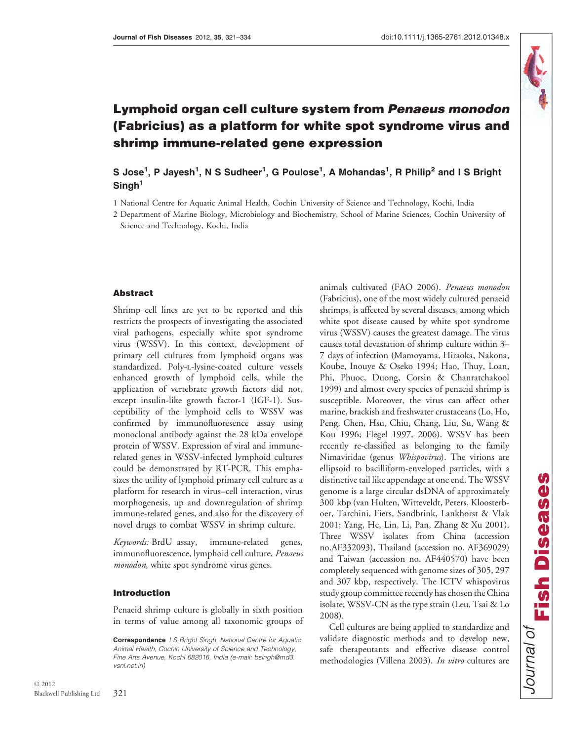# Lymphoid organ cell culture system from *Penaeus monodon* (Fabricius) as a platform for white spot syndrome virus and shrimp immune-related gene expression

**S Jose[1], P Jayesh[1], N S Sudheer[1], G Poulose[1], A Mohandas[1], R Philip[2] and I S Bright Singh[1]**

1 National Centre for Aquatic Animal Health, Cochin University of Science and Technology, Kochi, India

2 Department of Marine Biology, Microbiology and Biochemistry, School of Marine Sciences, Cochin University of Science and Technology, Kochi, India

## Abstract

Shrimp cell lines are yet to be reported and this restricts the prospects of investigating the associated viral pathogens, especially white spot syndrome virus (WSSV). In this context, development of primary cell cultures from lymphoid organs was standardized. Poly-L-lysine-coated culture vessels enhanced growth of lymphoid cells, while the application of vertebrate growth factors did not, except insulin-like growth factor-1 (IGF-1). Susceptibility of the lymphoid cells to WSSV was confirmed by immunofluoresence assay using monoclonal antibody against the 28 kDa envelope protein of WSSV. Expression of viral and immune-related genes in WSSV-infected lymphoid cultures could be demonstrated by RT-PCR. This emphasizes the utility of lymphoid primary cell culture as a platform for research in virus–cell interaction, virus morphogenesis, up and downregulation of shrimp immune-related genes, and also for the discovery of novel drugs to combat WSSV in shrimp culture.

*Keywords:* BrdU assay, immune-related genes, immunofluorescence, lymphoid cell culture, *Penaeus monodon*, white spot syndrome virus genes.

## Introduction

Penaeid shrimp culture is globally in sixth position in terms of value among all taxonomic groups of animals cultivated (FAO 2006). *Penaeus monodon* (Fabricius), one of the most widely cultured penaeid shrimps, is affected by several diseases, among which white spot disease caused by white spot syndrome virus (WSSV) causes the greatest damage. The virus causes total devastation of shrimp culture within 3–7 days of infection (Mamoyama, Hiraoka, Nakona, Koube, Inouye & Oseko 1994; Hao, Thuy, Loan, Phi, Phuoc, Duong, Corsin & Chanratchakool 1999) and almost every species of penaeid shrimp is susceptible. Moreover, the virus can affect other marine, brackish and freshwater crustaceans (Lo, Ho, Peng, Chen, Hsu, Chiu, Chang, Liu, Su, Wang & Kou 1996; Flegel 1997, 2006). WSSV has been recently re-classified as belonging to the family Nimaviridae (genus *Whispovirus*). The virions are ellipsoid to bacilliform-enveloped particles, with a distinctive tail like appendage at one end. The WSSV genome is a large circular dsDNA of approximately 300 kbp (van Hulten, Witteveldt, Peters, Kloosterboer, Tarchini, Fiers, Sandbrink, Lankhorst & Vlak 2001; Yang, He, Lin, Li, Pan, Zhang & Xu 2001). Three WSSV isolates from China (accession no.AF332093), Thailand (accession no. AF369029) and Taiwan (accession no. AF440570) have been completely sequenced with genome sizes of 305, 297 and 307 kbp, respectively. The ICTV whispovirus study group committee recently has chosen the China isolate, WSSV-CN as the type strain (Leu, Tsai & Lo 2008).

Cell cultures are being applied to standardize and validate diagnostic methods and to develop new, safe therapeutants and effective disease control methodologies (Villena 2003). *In vitro* cultures are

**Correspondence** I S Bright Singh, National Centre for Aquatic Animal Health, Cochin University of Science and Technology, Fine Arts Avenue, Kochi 682016, India (e-mail: bsingh@md3.vsnl.net.in)

© 2012 Blackwell Publishing Ltd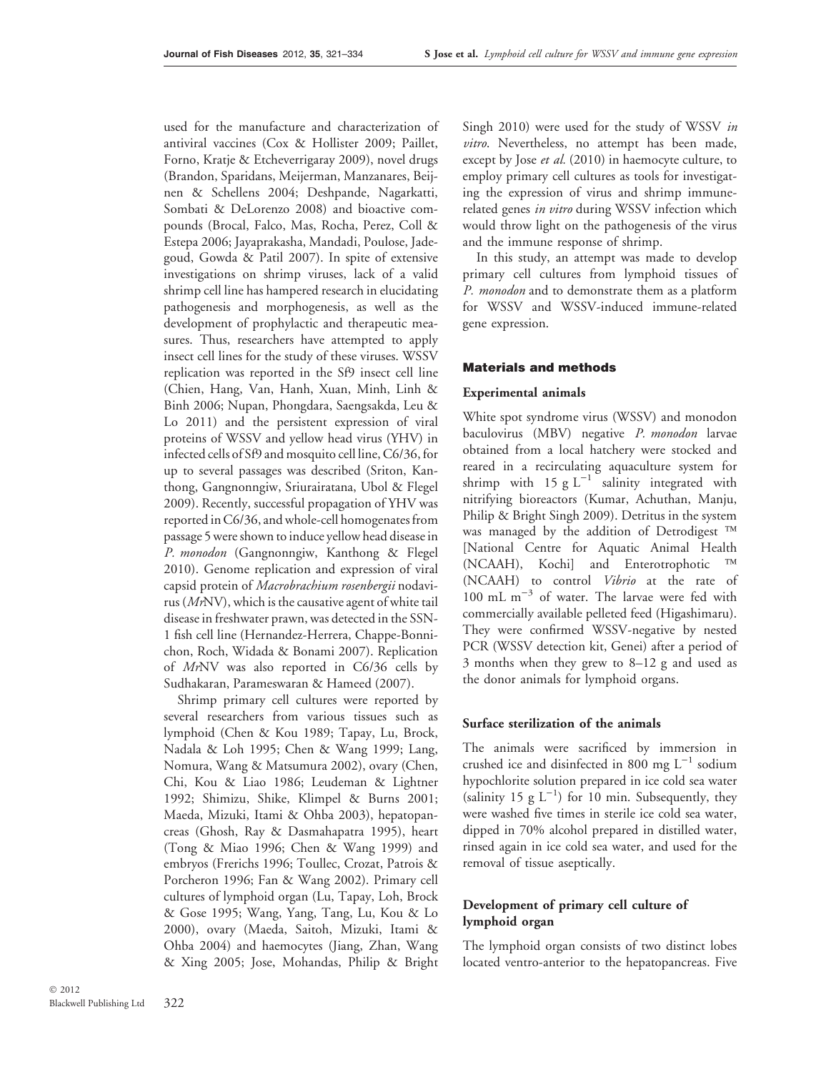used for the manufacture and characterization of antiviral vaccines (Cox & Hollister 2009; Paillet, Forno, Kratje & Etcheverrigaray 2009), novel drugs (Brandon, Sparidans, Meijerman, Manzanares, Beijnen & Schellens 2004; Deshpande, Nagarkatti, Sombati & DeLorenzo 2008) and bioactive compounds (Brocal, Falco, Mas, Rocha, Perez, Coll & Estepa 2006; Jayaprakasha, Mandadi, Poulose, Jadegoud, Gowda & Patil 2007). In spite of extensive investigations on shrimp viruses, lack of a valid shrimp cell line has hampered research in elucidating pathogenesis and morphogenesis, as well as the development of prophylactic and therapeutic measures. Thus, researchers have attempted to apply insect cell lines for the study of these viruses. WSSV replication was reported in the Sf9 insect cell line (Chien, Hang, Van, Hanh, Xuan, Minh, Linh & Binh 2006; Nupan, Phongdara, Saengsakda, Leu & Lo 2011) and the persistent expression of viral proteins of WSSV and yellow head virus (YHV) in infected cells of Sf9 and mosquito cell line, C6/36, for up to several passages was described (Sriton, Kanthong, Gangnonngiw, Sriurairatana, Ubol & Flegel 2009). Recently, successful propagation of YHV was reported in C6/36, and whole-cell homogenates from passage 5 were shown to induce yellow head disease in *P. monodon* (Gangnonngiw, Kanthong & Flegel 2010). Genome replication and expression of viral capsid protein of *Macrobrachium rosenbergii* nodavirus (*Mr*NV), which is the causative agent of white tail disease in freshwater prawn, was detected in the SSN-1 fish cell line (Hernandez-Herrera, Chappe-Bonnichon, Roch, Widada & Bonami 2007). Replication of *Mr*NV was also reported in C6/36 cells by Sudhakaran, Parameswaran & Hameed (2007).

Shrimp primary cell cultures were reported by several researchers from various tissues such as lymphoid (Chen & Kou 1989; Tapay, Lu, Brock, Nadala & Loh 1995; Chen & Wang 1999; Lang, Nomura, Wang & Matsumura 2002), ovary (Chen, Chi, Kou & Liao 1986; Leudeman & Lightner 1992; Shimizu, Shike, Klimpel & Burns 2001; Maeda, Mizuki, Itami & Ohba 2003), hepatopancreas (Ghosh, Ray & Dasmahapatra 1995), heart (Tong & Miao 1996; Chen & Wang 1999) and embryos (Frerichs 1996; Toullec, Crozat, Patrois & Porcheron 1996; Fan & Wang 2002). Primary cell cultures of lymphoid organ (Lu, Tapay, Loh, Brock & Gose 1995; Wang, Yang, Tang, Lu, Kou & Lo 2000), ovary (Maeda, Saitoh, Mizuki, Itami & Ohba 2004) and haemocytes (Jiang, Zhan, Wang & Xing 2005; Jose, Mohandas, Philip & Bright Singh 2010) were used for the study of WSSV *in vitro*. Nevertheless, no attempt has been made, except by Jose *et al.* (2010) in haemocyte culture, to employ primary cell cultures as tools for investigating the expression of virus and shrimp immune-related genes *in vitro* during WSSV infection which would throw light on the pathogenesis of the virus and the immune response of shrimp.

In this study, an attempt was made to develop primary cell cultures from lymphoid tissues of *P. monodon* and to demonstrate them as a platform for WSSV and WSSV-induced immune-related gene expression.

## Materials and methods

### Experimental animals

White spot syndrome virus (WSSV) and monodon baculovirus (MBV) negative *P. monodon* larvae obtained from a local hatchery were stocked and reared in a recirculating aquaculture system for shrimp with 15 g $L^{-1}$ salinity integrated with nitrifying bioreactors (Kumar, Achuthan, Manju, Philip & Bright Singh 2009). Detritus in the system was managed by the addition of Detrodigest ™ [National Centre for Aquatic Animal Health (NCAAH), Kochi] and Enterotrophotic ™ (NCAAH) to control *Vibrio* at the rate of 100 mL $m^{-3}$ of water. The larvae were fed with commercially available pelleted feed (Higashimaru). They were confirmed WSSV-negative by nested PCR (WSSV detection kit, Genei) after a period of 3 months when they grew to 8–12 g and used as the donor animals for lymphoid organs.

### Surface sterilization of the animals

The animals were sacrificed by immersion in crushed ice and disinfected in 800 mg $L^{-1}$ sodium hypochlorite solution prepared in ice cold sea water (salinity 15 g $L^{-1}$) for 10 min. Subsequently, they were washed five times in sterile ice cold sea water, dipped in 70% alcohol prepared in distilled water, rinsed again in ice cold sea water, and used for the removal of tissue aseptically.

### Development of primary cell culture of lymphoid organ

The lymphoid organ consists of two distinct lobes located ventro-anterior to the hepatopancreas. Five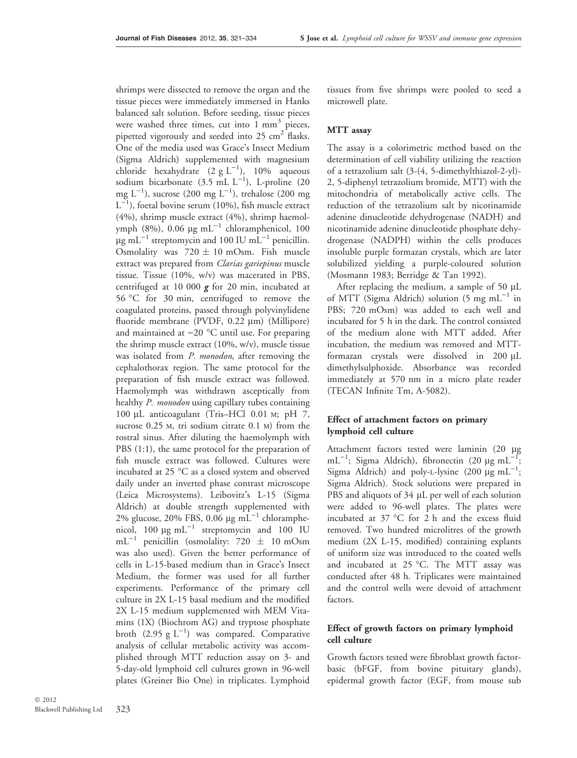shrimps were dissected to remove the organ and the tissue pieces were immediately immersed in Hanks balanced salt solution. Before seeding, tissue pieces were washed three times, cut into 1 $mm^3$ pieces, pipetted vigorously and seeded into 25 $cm^2$ flasks. One of the media used was Grace's Insect Medium (Sigma Aldrich) supplemented with magnesium chloride hexahydrate (2 g $L^{-1}$), 10% aqueous sodium bicarbonate (3.5 mL $L^{-1}$), L-proline (20 mg $L^{-1}$), sucrose (200 mg $L^{-1}$), trehalose (200 mg $L^{-1}$), foetal bovine serum (10%), fish muscle extract (4%), shrimp muscle extract (4%), shrimp haemolymph (8%), 0.06 μg $mL^{-1}$ chloramphenicol, 100 μg $mL^{-1}$ streptomycin and 100 IU $mL^{-1}$ penicillin. Osmolality was 720 ± 10 mOsm. Fish muscle extract was prepared from *Clarias gariepinus* muscle tissue. Tissue (10%, w/v) was macerated in PBS, centrifuged at 10 000 ***g*** for 20 min, incubated at 56 °C for 30 min, centrifuged to remove the coagulated proteins, passed through polyvinylidene fluoride membrane (PVDF, 0.22 μm) (Millipore) and maintained at −20 °C until use. For preparing the shrimp muscle extract (10%, w/v), muscle tissue was isolated from *P. monodon*, after removing the cephalothorax region. The same protocol for the preparation of fish muscle extract was followed. Haemolymph was withdrawn asceptically from healthy *P. monodon* using capillary tubes containing 100 μL anticoagulant (Tris–HCl 0.01 M; pH 7, sucrose 0.25 M, tri sodium citrate 0.1 M) from the rostral sinus. After diluting the haemolymph with PBS (1:1), the same protocol for the preparation of fish muscle extract was followed. Cultures were incubated at 25 °C as a closed system and observed daily under an inverted phase contrast microscope (Leica Microsystems). Leibovitz's L-15 (Sigma Aldrich) at double strength supplemented with 2% glucose, 20% FBS, 0.06 μg $mL^{-1}$ chloramphenicol, 100 μg $mL^{-1}$ streptomycin and 100 IU $mL^{-1}$ penicillin (osmolality: 720 ± 10 mOsm was also used). Given the better performance of cells in L-15-based medium than in Grace's Insect Medium, the former was used for all further experiments. Performance of the primary cell culture in 2X L-15 basal medium and the modified 2X L-15 medium supplemented with MEM Vitamins (1X) (Biochrom AG) and tryptose phosphate broth (2.95 g $L^{-1}$) was compared. Comparative analysis of cellular metabolic activity was accomplished through MTT reduction assay on 3- and 5-day-old lymphoid cell cultures grown in 96-well plates (Greiner Bio One) in triplicates. Lymphoid tissues from five shrimps were pooled to seed a microwell plate.

### MTT assay

The assay is a colorimetric method based on the determination of cell viability utilizing the reaction of a tetrazolium salt (3-(4, 5-dimethylthiazol-2-yl)-2, 5-diphenyl tetrazolium bromide, MTT) with the mitochondria of metabolically active cells. The reduction of the tetrazolium salt by nicotinamide adenine dinucleotide dehydrogenase (NADH) and nicotinamide adenine dinucleotide phosphate dehydrogenase (NADPH) within the cells produces insoluble purple formazan crystals, which are later solubilized yielding a purple-coloured solution (Mosmann 1983; Berridge & Tan 1992).

After replacing the medium, a sample of 50 μL of MTT (Sigma Aldrich) solution (5 mg $mL^{-1}$ in PBS; 720 mOsm) was added to each well and incubated for 5 h in the dark. The control consisted of the medium alone with MTT added. After incubation, the medium was removed and MTT-formazan crystals were dissolved in 200 μL dimethylsulphoxide. Absorbance was recorded immediately at 570 nm in a micro plate reader (TECAN Infinite Tm, A-5082).

### Effect of attachment factors on primary lymphoid cell culture

Attachment factors tested were laminin (20 μg $mL^{-1}$; Sigma Aldrich), fibronectin (20 μg $mL^{-1}$; Sigma Aldrich) and poly-L-lysine (200 μg $mL^{-1}$; Sigma Aldrich). Stock solutions were prepared in PBS and aliquots of 34 μL per well of each solution were added to 96-well plates. The plates were incubated at 37 °C for 2 h and the excess fluid removed. Two hundred microlitres of the growth medium (2X L-15, modified) containing explants of uniform size was introduced to the coated wells and incubated at 25 °C. The MTT assay was conducted after 48 h. Triplicates were maintained and the control wells were devoid of attachment factors.

### Effect of growth factors on primary lymphoid cell culture

Growth factors tested were fibroblast growth factor-basic (bFGF, from bovine pituitary glands), epidermal growth factor (EGF, from mouse sub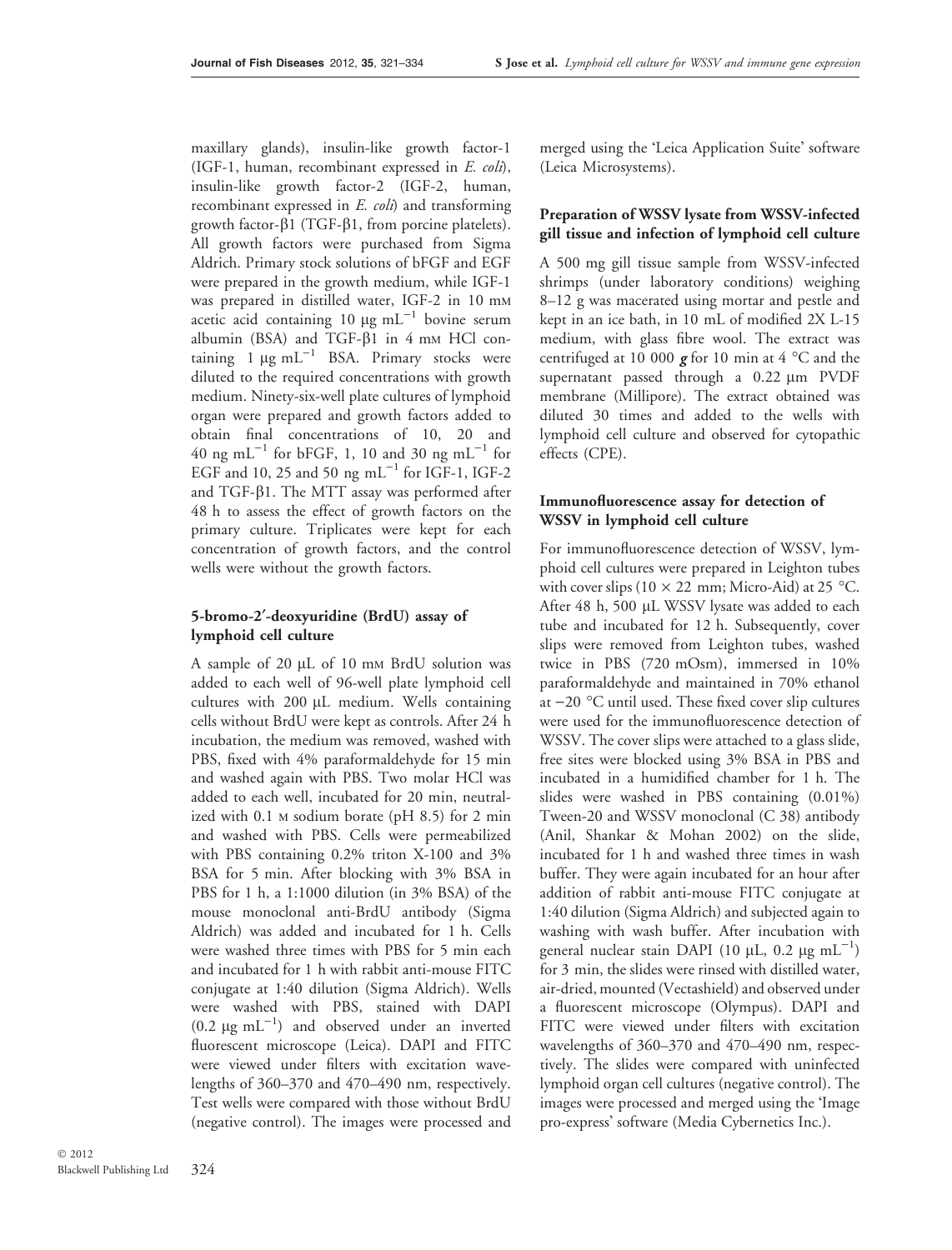maxillary glands), insulin-like growth factor-1 (IGF-1, human, recombinant expressed in *E. coli*), insulin-like growth factor-2 (IGF-2, human, recombinant expressed in *E. coli*) and transforming growth factor-β1 (TGF-β1, from porcine platelets). All growth factors were purchased from Sigma Aldrich. Primary stock solutions of bFGF and EGF were prepared in the growth medium, while IGF-1 was prepared in distilled water, IGF-2 in 10 mM acetic acid containing 10 μg mL$^{-1}$ bovine serum albumin (BSA) and TGF-β1 in 4 mM HCl containing 1 μg mL$^{-1}$ BSA. Primary stocks were diluted to the required concentrations with growth medium. Ninety-six-well plate cultures of lymphoid organ were prepared and growth factors added to obtain final concentrations of 10, 20 and 40 ng mL$^{-1}$ for bFGF, 1, 10 and 30 ng mL$^{-1}$ for EGF and 10, 25 and 50 ng mL$^{-1}$ for IGF-1, IGF-2 and TGF-β1. The MTT assay was performed after 48 h to assess the effect of growth factors on the primary culture. Triplicates were kept for each concentration of growth factors, and the control wells were without the growth factors.

### 5-bromo-2′-deoxyuridine (BrdU) assay of lymphoid cell culture

A sample of 20 μL of 10 mM BrdU solution was added to each well of 96-well plate lymphoid cell cultures with 200 μL medium. Wells containing cells without BrdU were kept as controls. After 24 h incubation, the medium was removed, washed with PBS, fixed with 4% paraformaldehyde for 15 min and washed again with PBS. Two molar HCl was added to each well, incubated for 20 min, neutralized with 0.1 M sodium borate (pH 8.5) for 2 min and washed with PBS. Cells were permeabilized with PBS containing 0.2% triton X-100 and 3% BSA for 5 min. After blocking with 3% BSA in PBS for 1 h, a 1:1000 dilution (in 3% BSA) of the mouse monoclonal anti-BrdU antibody (Sigma Aldrich) was added and incubated for 1 h. Cells were washed three times with PBS for 5 min each and incubated for 1 h with rabbit anti-mouse FITC conjugate at 1:40 dilution (Sigma Aldrich). Wells were washed with PBS, stained with DAPI (0.2 μg mL$^{-1}$) and observed under an inverted fluorescent microscope (Leica). DAPI and FITC were viewed under filters with excitation wavelengths of 360–370 and 470–490 nm, respectively. Test wells were compared with those without BrdU (negative control). The images were processed and merged using the 'Leica Application Suite' software (Leica Microsystems).

### Preparation of WSSV lysate from WSSV-infected gill tissue and infection of lymphoid cell culture

A 500 mg gill tissue sample from WSSV-infected shrimps (under laboratory conditions) weighing 8–12 g was macerated using mortar and pestle and kept in an ice bath, in 10 mL of modified 2X L-15 medium, with glass fibre wool. The extract was centrifuged at 10 000 ***g*** for 10 min at 4 °C and the supernatant passed through a 0.22 μm PVDF membrane (Millipore). The extract obtained was diluted 30 times and added to the wells with lymphoid cell culture and observed for cytopathic effects (CPE).

### Immunofluorescence assay for detection of WSSV in lymphoid cell culture

For immunofluorescence detection of WSSV, lymphoid cell cultures were prepared in Leighton tubes with cover slips (10 × 22 mm; Micro-Aid) at 25 °C. After 48 h, 500 μL WSSV lysate was added to each tube and incubated for 12 h. Subsequently, cover slips were removed from Leighton tubes, washed twice in PBS (720 mOsm), immersed in 10% paraformaldehyde and maintained in 70% ethanol at −20 °C until used. These fixed cover slip cultures were used for the immunofluorescence detection of WSSV. The cover slips were attached to a glass slide, free sites were blocked using 3% BSA in PBS and incubated in a humidified chamber for 1 h. The slides were washed in PBS containing (0.01%) Tween-20 and WSSV monoclonal (C 38) antibody (Anil, Shankar & Mohan 2002) on the slide, incubated for 1 h and washed three times in wash buffer. They were again incubated for an hour after addition of rabbit anti-mouse FITC conjugate at 1:40 dilution (Sigma Aldrich) and subjected again to washing with wash buffer. After incubation with general nuclear stain DAPI (10 μL, 0.2 μg mL$^{-1}$) for 3 min, the slides were rinsed with distilled water, air-dried, mounted (Vectashield) and observed under a fluorescent microscope (Olympus). DAPI and FITC were viewed under filters with excitation wavelengths of 360–370 and 470–490 nm, respectively. The slides were compared with uninfected lymphoid organ cell cultures (negative control). The images were processed and merged using the 'Image pro-express' software (Media Cybernetics Inc.).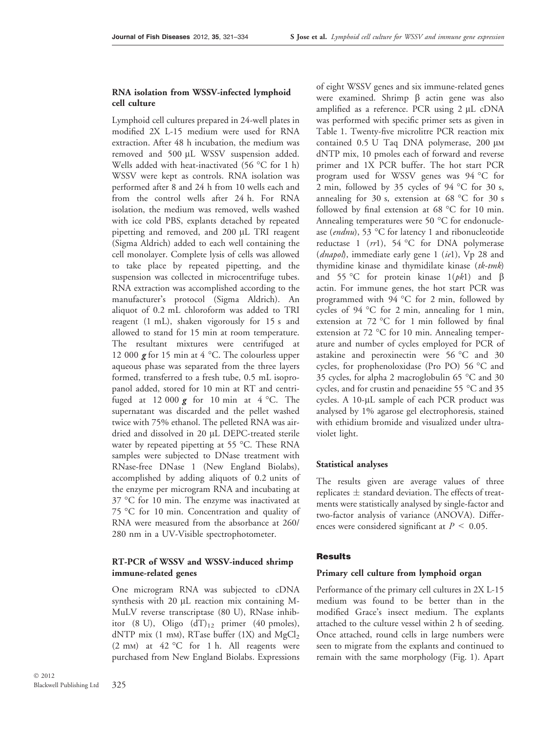### RNA isolation from WSSV-infected lymphoid cell culture

Lymphoid cell cultures prepared in 24-well plates in modified 2X L-15 medium were used for RNA extraction. After 48 h incubation, the medium was removed and 500 μL WSSV suspension added. Wells added with heat-inactivated (56 °C for 1 h) WSSV were kept as controls. RNA isolation was performed after 8 and 24 h from 10 wells each and from the control wells after 24 h. For RNA isolation, the medium was removed, wells washed with ice cold PBS, explants detached by repeated pipetting and removed, and 200 μL TRI reagent (Sigma Aldrich) added to each well containing the cell monolayer. Complete lysis of cells was allowed to take place by repeated pipetting, and the suspension was collected in microcentrifuge tubes. RNA extraction was accomplished according to the manufacturer's protocol (Sigma Aldrich). An aliquot of 0.2 mL chloroform was added to TRI reagent (1 mL), shaken vigorously for 15 s and allowed to stand for 15 min at room temperature. The resultant mixtures were centrifuged at 12 000 ***g*** for 15 min at 4 °C. The colourless upper aqueous phase was separated from the three layers formed, transferred to a fresh tube, 0.5 mL isopropanol added, stored for 10 min at RT and centrifuged at 12 000 ***g*** for 10 min at 4 °C. The supernatant was discarded and the pellet washed twice with 75% ethanol. The pelleted RNA was air-dried and dissolved in 20 μL DEPC-treated sterile water by repeated pipetting at 55 °C. These RNA samples were subjected to DNase treatment with RNase-free DNase 1 (New England Biolabs), accomplished by adding aliquots of 0.2 units of the enzyme per microgram RNA and incubating at 37 °C for 10 min. The enzyme was inactivated at 75 °C for 10 min. Concentration and quality of RNA were measured from the absorbance at 260/280 nm in a UV-Visible spectrophotometer.

### RT-PCR of WSSV and WSSV-induced shrimp immune-related genes

One microgram RNA was subjected to cDNA synthesis with 20 μL reaction mix containing M-MuLV reverse transcriptase (80 U), RNase inhibitor (8 U), Oligo $(dT)_{12}$ primer (40 pmoles), dNTP mix (1 mM), RTase buffer (1X) and $MgCl_2$ (2 mM) at 42 °C for 1 h. All reagents were purchased from New England Biolabs. Expressions of eight WSSV genes and six immune-related genes were examined. Shrimp β actin gene was also amplified as a reference. PCR using 2 μL cDNA was performed with specific primer sets as given in Table 1. Twenty-five microlitre PCR reaction mix contained 0.5 U Taq DNA polymerase, 200 μM dNTP mix, 10 pmoles each of forward and reverse primer and 1X PCR buffer. The hot start PCR program used for WSSV genes was 94 °C for 2 min, followed by 35 cycles of 94 °C for 30 s, annealing for 30 s, extension at 68 °C for 30 s followed by final extension at 68 °C for 10 min. Annealing temperatures were 50 °C for endonuclease (*endnu*), 53 °C for latency 1 and ribonucleotide reductase 1 (*rr*1), 54 °C for DNA polymerase (*dnapol*), immediate early gene 1 (*ie*1), Vp 28 and thymidine kinase and thymidilate kinase (*tk-tmk*) and 55 °C for protein kinase 1(*pk*1) and β actin. For immune genes, the hot start PCR was programmed with 94 °C for 2 min, followed by cycles of 94 °C for 2 min, annealing for 1 min, extension at 72 °C for 1 min followed by final extension at 72 °C for 10 min. Annealing temperature and number of cycles employed for PCR of astakine and peroxinectin were 56 °C and 30 cycles, for prophenoloxidase (Pro PO) 56 °C and 35 cycles, for alpha 2 macroglobulin 65 °C and 30 cycles, and for crustin and penaeidine 55 °C and 35 cycles. A 10-μL sample of each PCR product was analysed by 1% agarose gel electrophoresis, stained with ethidium bromide and visualized under ultraviolet light.

### Statistical analyses

The results given are average values of three replicates ± standard deviation. The effects of treatments were statistically analysed by single-factor and two-factor analysis of variance (ANOVA). Differences were considered significant at $P < 0.05$.

## Results

### Primary cell culture from lymphoid organ

Performance of the primary cell cultures in 2X L-15 medium was found to be better than in the modified Grace's insect medium. The explants attached to the culture vessel within 2 h of seeding. Once attached, round cells in large numbers were seen to migrate from the explants and continued to remain with the same morphology (Fig. 1). Apart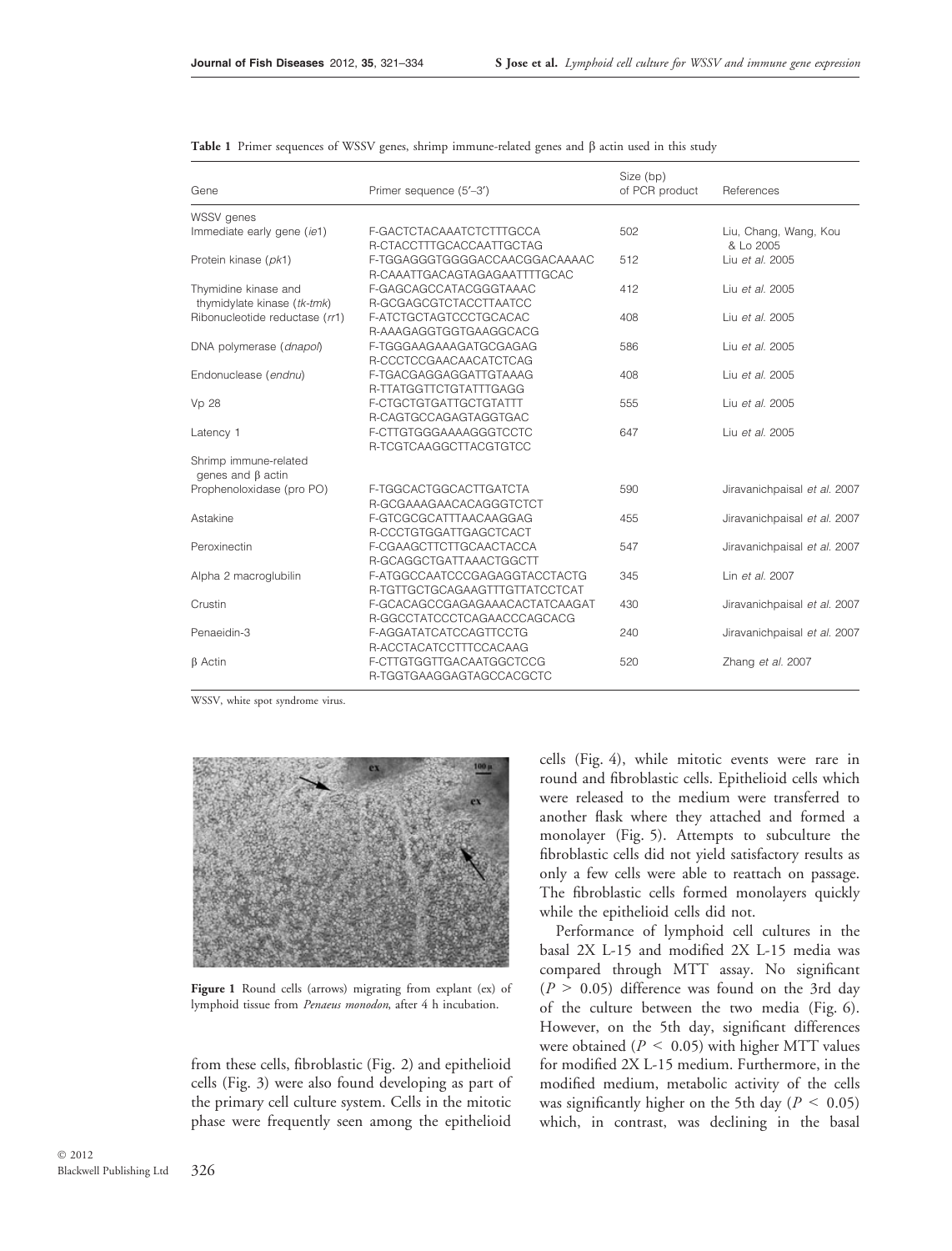**Table 1** Primer sequences of WSSV genes, shrimp immune-related genes and β actin used in this study

| Gene | Primer sequence (5′–3′) | Size (bp) of PCR product | References |
|---|---|---|---|
| WSSV genes | | | |
| Immediate early gene (*ie*1) | F-GACTCTACAAATCTCTTTGCCA<br>R-CTACCTTTGCACCAATTGCTAG | 502 | Liu, Chang, Wang, Kou & Lo 2005 |
| Protein kinase (*pk*1) | F-TGGAGGGTGGGGACCAACGGACAAAAC<br>R-CAAATTGACAGTAGAGAATTTTGCAC | 512 | Liu *et al.* 2005 |
| Thymidine kinase and thymidylate kinase (*tk-tmk*) | F-GAGCAGCCATACGGGTAAAC<br>R-GCGAGCGTCTACCTTAATCC | 412 | Liu *et al.* 2005 |
| Ribonucleotide reductase (*rr*1) | F-ATCTGCTAGTCCCTGCACAC<br>R-AAAGAGGTGGTGAAGGCACG | 408 | Liu *et al.* 2005 |
| DNA polymerase (*dnapol*) | F-TGGGAAGAAAGATGCGAGAG<br>R-CCCTCCGAACAACATCTCAG | 586 | Liu *et al.* 2005 |
| Endonuclease (*endnu*) | F-TGACGAGGAGGATTGTAAAG<br>R-TTATGGTTCTGTATTTGAGG | 408 | Liu *et al.* 2005 |
| Vp 28 | F-CTGCTGTGATTGCTGTATTT<br>R-CAGTGCCAGAGTAGGTGAC | 555 | Liu *et al.* 2005 |
| Latency 1 | F-CTTGTGGGAAAAGGGTCCTC<br>R-TCGTCAAGGCTTACGTGTCC | 647 | Liu *et al.* 2005 |
| Shrimp immune-related genes and β actin | | | |
| Prophenoloxidase (pro PO) | F-TGGCACTGGCACTTGATCTA<br>R-GCGAAAGAACACAGGGTCTCT | 590 | Jiravanichpaisal *et al.* 2007 |
| Astakine | F-GTCGCGCATTTAACAAGGAG<br>R-CCCTGTGGATTGAGCTCACT | 455 | Jiravanichpaisal *et al.* 2007 |
| Peroxinectin | F-CGAAGCTTCTTGCAACTACCA<br>R-GCAGGCTGATTAAACTGGCTT | 547 | Jiravanichpaisal *et al.* 2007 |
| Alpha 2 macroglubilin | F-ATGGCCAATCCCGAGAGGTACCTACTG<br>R-TGTTGCTGCAGAAGTTTGTTATCCTCAT | 345 | Lin *et al.* 2007 |
| Crustin | F-GCACAGCCGAGAGAAACACTATCAAGAT<br>R-GGCCTATCCCTCAGAACCCAGCACG | 430 | Jiravanichpaisal *et al.* 2007 |
| Penaeidin-3 | F-AGGATATCATCCAGTTCCTG<br>R-ACCTACATCCTTTCCACAAG | 240 | Jiravanichpaisal *et al.* 2007 |
| β Actin | F-CTTGTGGTTGACAATGGCTCCG<br>R-TGGTGAAGGAGTAGCCACGCTC | 520 | Zhang *et al.* 2007 |

WSSV, white spot syndrome virus.

**Figure 1** Round cells (arrows) migrating from explant (ex) of lymphoid tissue from *Penaeus monodon*, after 4 h incubation.

from these cells, fibroblastic (Fig. 2) and epithelioid cells (Fig. 3) were also found developing as part of the primary cell culture system. Cells in the mitotic phase were frequently seen among the epithelioid cells (Fig. 4), while mitotic events were rare in round and fibroblastic cells. Epithelioid cells which were released to the medium were transferred to another flask where they attached and formed a monolayer (Fig. 5). Attempts to subculture the fibroblastic cells did not yield satisfactory results as only a few cells were able to reattach on passage. The fibroblastic cells formed monolayers quickly while the epithelioid cells did not.

Performance of lymphoid cell cultures in the basal 2X L-15 and modified 2X L-15 media was compared through MTT assay. No significant ($P > 0.05$) difference was found on the 3rd day of the culture between the two media (Fig. 6). However, on the 5th day, significant differences were obtained ($P < 0.05$) with higher MTT values for modified 2X L-15 medium. Furthermore, in the modified medium, metabolic activity of the cells was significantly higher on the 5th day ($P < 0.05$) which, in contrast, was declining in the basal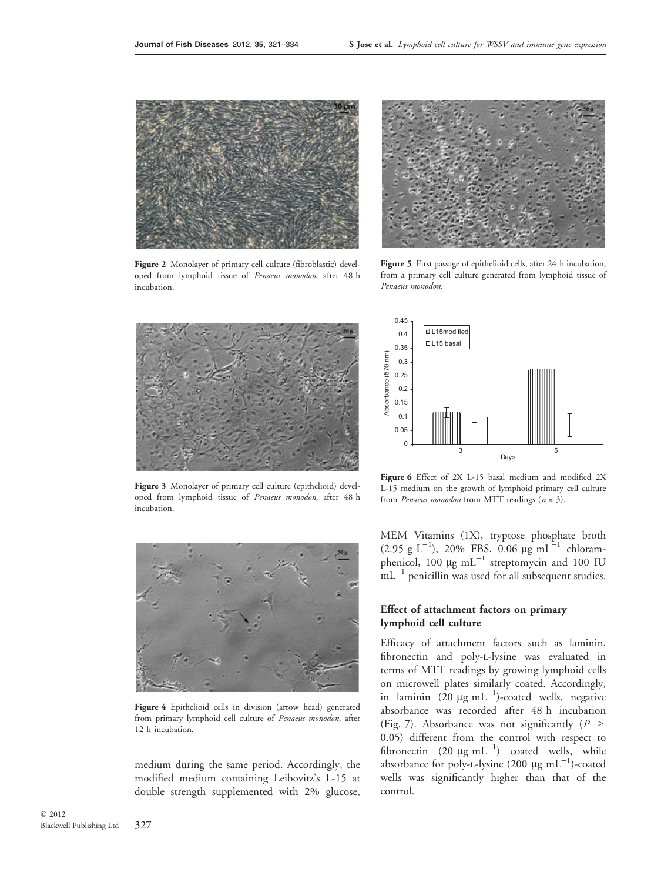Figure 2 Monolayer of primary cell culture (fibroblastic) developed from lymphoid tissue of *Penaeus monodon*, after 48 h incubation.

Figure 3 Monolayer of primary cell culture (epithelioid) developed from lymphoid tissue of *Penaeus monodon*, after 48 h incubation.

Figure 4 Epithelioid cells in division (arrow head) generated from primary lymphoid cell culture of *Penaeus monodon*, after 12 h incubation.

Figure 5 First passage of epithelioid cells, after 24 h incubation, from a primary cell culture generated from lymphoid tissue of *Penaeus monodon*.

Figure 6 Effect of 2X L-15 basal medium and modified 2X L-15 medium on the growth of lymphoid primary cell culture from *Penaeus monodon* from MTT readings ($n = 3$).

medium during the same period. Accordingly, the modified medium containing Leibovitz's L-15 at double strength supplemented with 2% glucose, MEM Vitamins (1X), tryptose phosphate broth (2.95 g $L^{-1}$), 20% FBS, 0.06 μg $mL^{-1}$ chloramphenicol, 100 μg $mL^{-1}$ streptomycin and 100 IU $mL^{-1}$ penicillin was used for all subsequent studies.

### Effect of attachment factors on primary lymphoid cell culture

Efficacy of attachment factors such as laminin, fibronectin and poly-L-lysine was evaluated in terms of MTT readings by growing lymphoid cells on microwell plates similarly coated. Accordingly, in laminin (20 μg $mL^{-1}$)-coated wells, negative absorbance was recorded after 48 h incubation (Fig. 7). Absorbance was not significantly ($P > 0.05$) different from the control with respect to fibronectin (20 μg $mL^{-1}$) coated wells, while absorbance for poly-L-lysine (200 μg $mL^{-1}$)-coated wells was significantly higher than that of the control.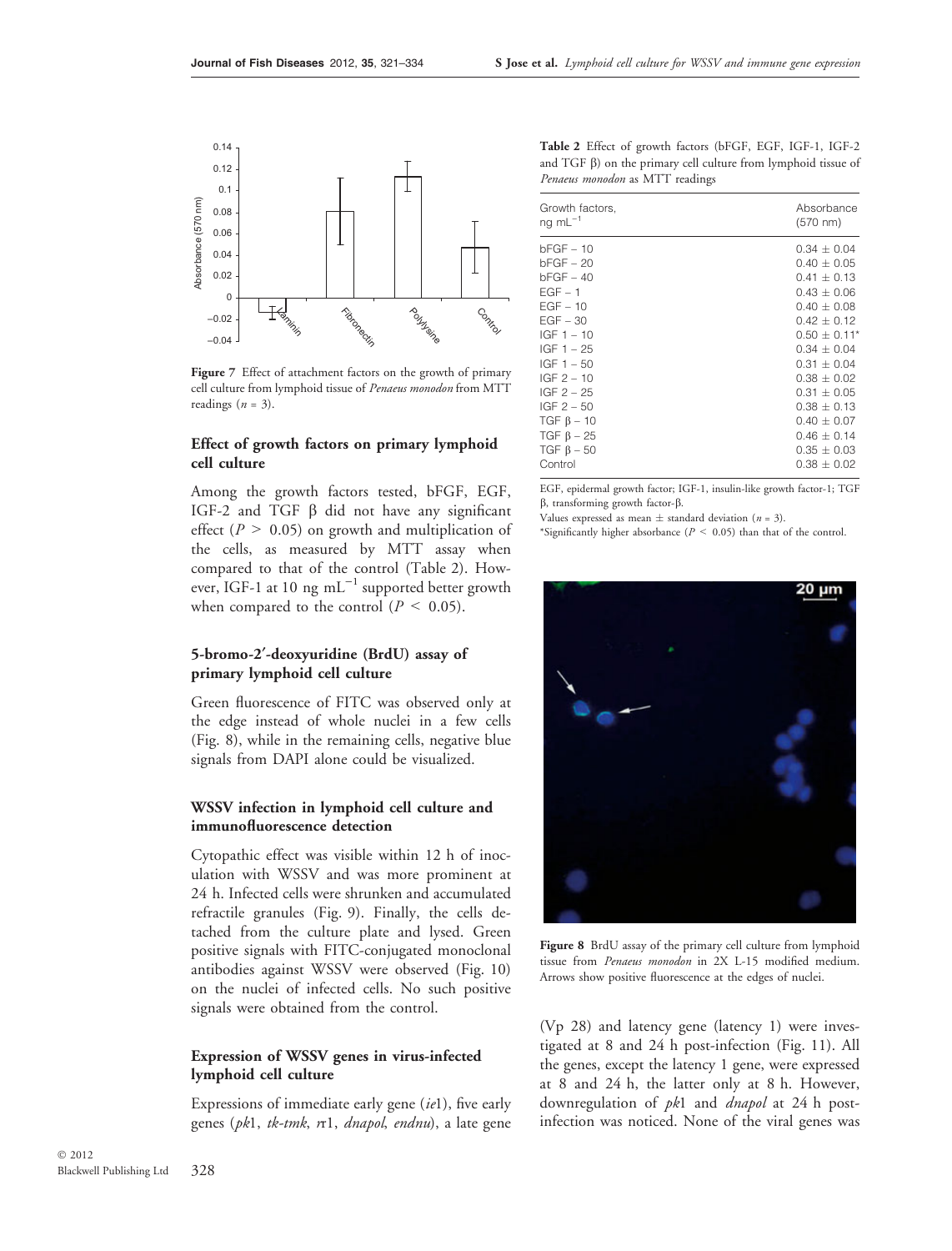Figure 7 Effect of attachment factors on the growth of primary cell culture from lymphoid tissue of *Penaeus monodon* from MTT readings ($n = 3$).

## Effect of growth factors on primary lymphoid cell culture

Among the growth factors tested, bFGF, EGF, IGF-2 and TGF β did not have any significant effect ($P > 0.05$) on growth and multiplication of the cells, as measured by MTT assay when compared to that of the control (Table 2). However, IGF-1 at 10 ng mL$^{-1}$ supported better growth when compared to the control ($P < 0.05$).

## 5-bromo-2′-deoxyuridine (BrdU) assay of primary lymphoid cell culture

Green fluorescence of FITC was observed only at the edge instead of whole nuclei in a few cells (Fig. 8), while in the remaining cells, negative blue signals from DAPI alone could be visualized.

## WSSV infection in lymphoid cell culture and immunofluorescence detection

Cytopathic effect was visible within 12 h of inoculation with WSSV and was more prominent at 24 h. Infected cells were shrunken and accumulated refractile granules (Fig. 9). Finally, the cells detached from the culture plate and lysed. Green positive signals with FITC-conjugated monoclonal antibodies against WSSV were observed (Fig. 10) on the nuclei of infected cells. No such positive signals were obtained from the control.

## Expression of WSSV genes in virus-infected lymphoid cell culture

Expressions of immediate early gene (*ie*1), five early genes (*pk*1, *tk-tmk*, *r*r1, *dnapol*, *endnu*), a late gene (Vp 28) and latency gene (latency 1) were investigated at 8 and 24 h post-infection (Fig. 11). All the genes, except the latency 1 gene, were expressed at 8 and 24 h, the latter only at 8 h. However, downregulation of *pk*1 and *dnapol* at 24 h post-infection was noticed. None of the viral genes was

**Table 2** Effect of growth factors (bFGF, EGF, IGF-1, IGF-2 and TGF β) on the primary cell culture from lymphoid tissue of *Penaeus monodon* as MTT readings

| Growth factors, ng mL$^{-1}$ | Absorbance (570 nm) |
|---|---|
| bFGF – 10 | 0.34 ± 0.04 |
| bFGF – 20 | 0.40 ± 0.05 |
| bFGF – 40 | 0.41 ± 0.13 |
| EGF – 1 | 0.43 ± 0.06 |
| EGF – 10 | 0.40 ± 0.08 |
| EGF – 30 | 0.42 ± 0.12 |
| IGF 1 – 10 | 0.50 ± 0.11* |
| IGF 1 – 25 | 0.34 ± 0.04 |
| IGF 1 – 50 | 0.31 ± 0.04 |
| IGF 2 – 10 | 0.38 ± 0.02 |
| IGF 2 – 25 | 0.31 ± 0.05 |
| IGF 2 – 50 | 0.38 ± 0.13 |
| TGF β – 10 | 0.40 ± 0.07 |
| TGF β – 25 | 0.46 ± 0.14 |
| TGF β – 50 | 0.35 ± 0.03 |
| Control | 0.38 ± 0.02 |

EGF, epidermal growth factor; IGF-1, insulin-like growth factor-1; TGF β, transforming growth factor-β.
Values expressed as mean ± standard deviation ($n = 3$).
*Significantly higher absorbance ($P < 0.05$) than that of the control.

Figure 8 BrdU assay of the primary cell culture from lymphoid tissue from *Penaeus monodon* in 2X L-15 modified medium. Arrows show positive fluorescence at the edges of nuclei.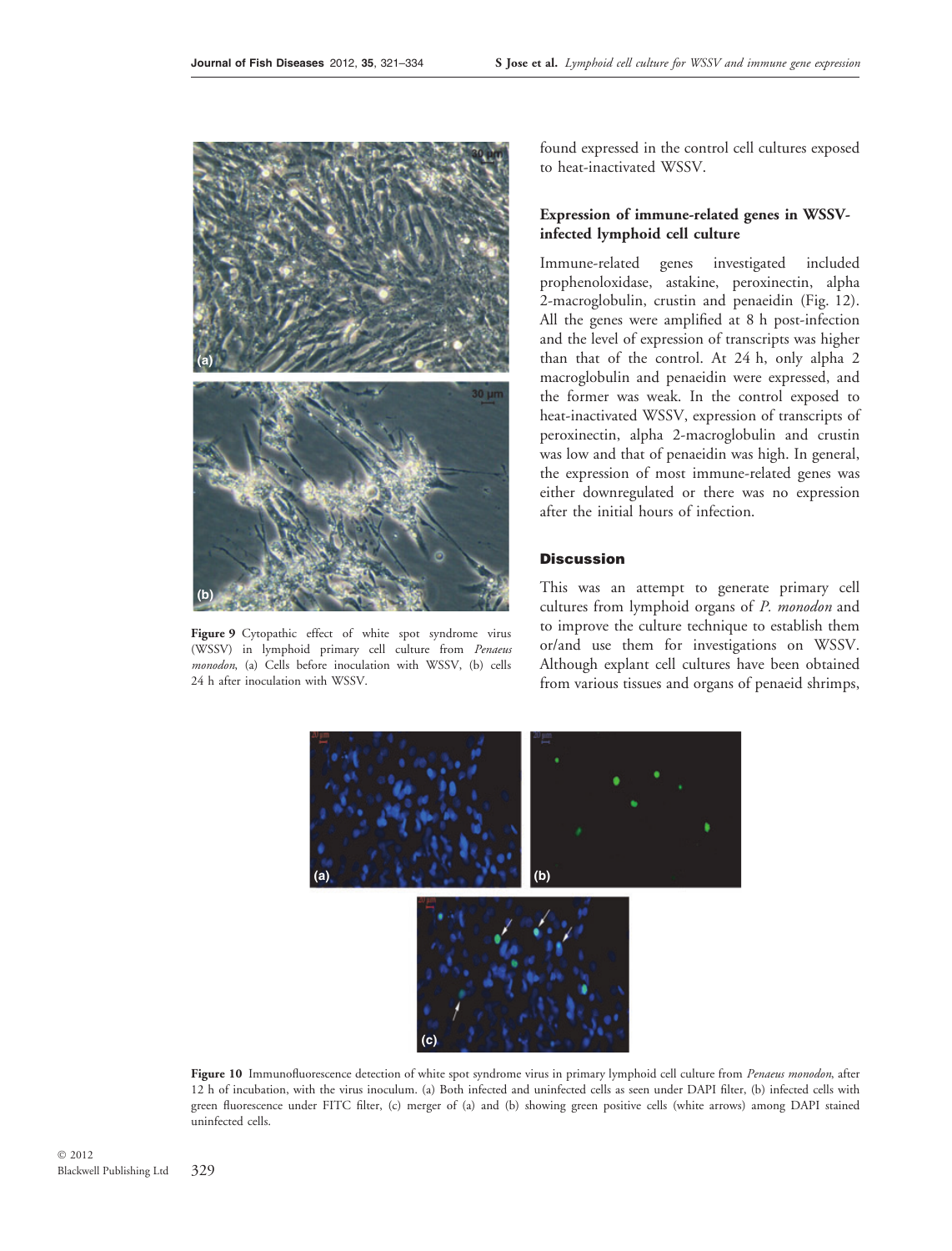Figure 9 Cytopathic effect of white spot syndrome virus (WSSV) in lymphoid primary cell culture from *Penaeus monodon*, (a) Cells before inoculation with WSSV, (b) cells 24 h after inoculation with WSSV.

found expressed in the control cell cultures exposed to heat-inactivated WSSV.

### Expression of immune-related genes in WSSV-infected lymphoid cell culture

Immune-related genes investigated included prophenoloxidase, astakine, peroxinectin, alpha 2-macroglobulin, crustin and penaeidin (Fig. 12). All the genes were amplified at 8 h post-infection and the level of expression of transcripts was higher than that of the control. At 24 h, only alpha 2 macroglobulin and penaeidin were expressed, and the former was weak. In the control exposed to heat-inactivated WSSV, expression of transcripts of peroxinectin, alpha 2-macroglobulin and crustin was low and that of penaeidin was high. In general, the expression of most immune-related genes was either downregulated or there was no expression after the initial hours of infection.

## Discussion

This was an attempt to generate primary cell cultures from lymphoid organs of *P. monodon* and to improve the culture technique to establish them or/and use them for investigations on WSSV. Although explant cell cultures have been obtained from various tissues and organs of penaeid shrimps,

Figure 10 Immunofluorescence detection of white spot syndrome virus in primary lymphoid cell culture from *Penaeus monodon*, after 12 h of incubation, with the virus inoculum. (a) Both infected and uninfected cells as seen under DAPI filter, (b) infected cells with green fluorescence under FITC filter, (c) merger of (a) and (b) showing green positive cells (white arrows) among DAPI stained uninfected cells.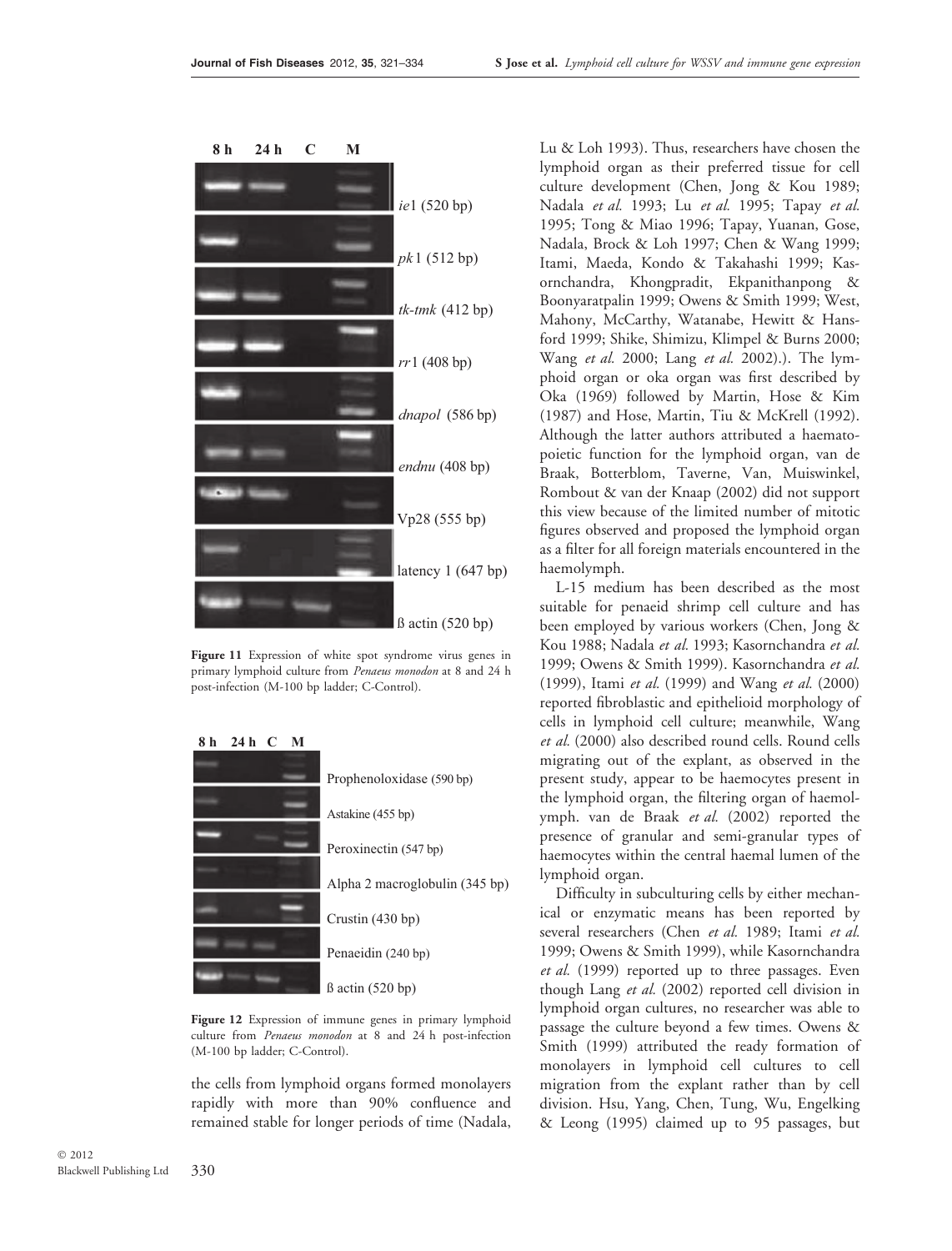Figure 11 Expression of white spot syndrome virus genes in primary lymphoid culture from *Penaeus monodon* at 8 and 24 h post-infection (M-100 bp ladder; C-Control).

Figure 12 Expression of immune genes in primary lymphoid culture from *Penaeus monodon* at 8 and 24 h post-infection (M-100 bp ladder; C-Control).

the cells from lymphoid organs formed monolayers rapidly with more than 90% confluence and remained stable for longer periods of time (Nadala, Lu & Loh 1993). Thus, researchers have chosen the lymphoid organ as their preferred tissue for cell culture development (Chen, Jong & Kou 1989; Nadala *et al.* 1993; Lu *et al.* 1995; Tapay *et al.* 1995; Tong & Miao 1996; Tapay, Yuanan, Gose, Nadala, Brock & Loh 1997; Chen & Wang 1999; Itami, Maeda, Kondo & Takahashi 1999; Kasornchandra, Khongpradit, Ekpanithanpong & Boonyaratpalin 1999; Owens & Smith 1999; West, Mahony, McCarthy, Watanabe, Hewitt & Hansford 1999; Shike, Shimizu, Klimpel & Burns 2000; Wang *et al.* 2000; Lang *et al.* 2002).). The lymphoid organ or oka organ was first described by Oka (1969) followed by Martin, Hose & Kim (1987) and Hose, Martin, Tiu & McKrell (1992). Although the latter authors attributed a haematopoietic function for the lymphoid organ, van de Braak, Botterblom, Taverne, Van, Muiswinkel, Rombout & van der Knaap (2002) did not support this view because of the limited number of mitotic figures observed and proposed the lymphoid organ as a filter for all foreign materials encountered in the haemolymph.

L-15 medium has been described as the most suitable for penaeid shrimp cell culture and has been employed by various workers (Chen, Jong & Kou 1988; Nadala *et al.* 1993; Kasornchandra *et al.* 1999; Owens & Smith 1999). Kasornchandra *et al.* (1999), Itami *et al.* (1999) and Wang *et al.* (2000) reported fibroblastic and epithelioid morphology of cells in lymphoid cell culture; meanwhile, Wang *et al.* (2000) also described round cells. Round cells migrating out of the explant, as observed in the present study, appear to be haemocytes present in the lymphoid organ, the filtering organ of haemolymph. van de Braak *et al.* (2002) reported the presence of granular and semi-granular types of haemocytes within the central haemal lumen of the lymphoid organ.

Difficulty in subculturing cells by either mechanical or enzymatic means has been reported by several researchers (Chen *et al.* 1989; Itami *et al.* 1999; Owens & Smith 1999), while Kasornchandra *et al.* (1999) reported up to three passages. Even though Lang *et al.* (2002) reported cell division in lymphoid organ cultures, no researcher was able to passage the culture beyond a few times. Owens & Smith (1999) attributed the ready formation of monolayers in lymphoid cell cultures to cell migration from the explant rather than by cell division. Hsu, Yang, Chen, Tung, Wu, Engelking & Leong (1995) claimed up to 95 passages, but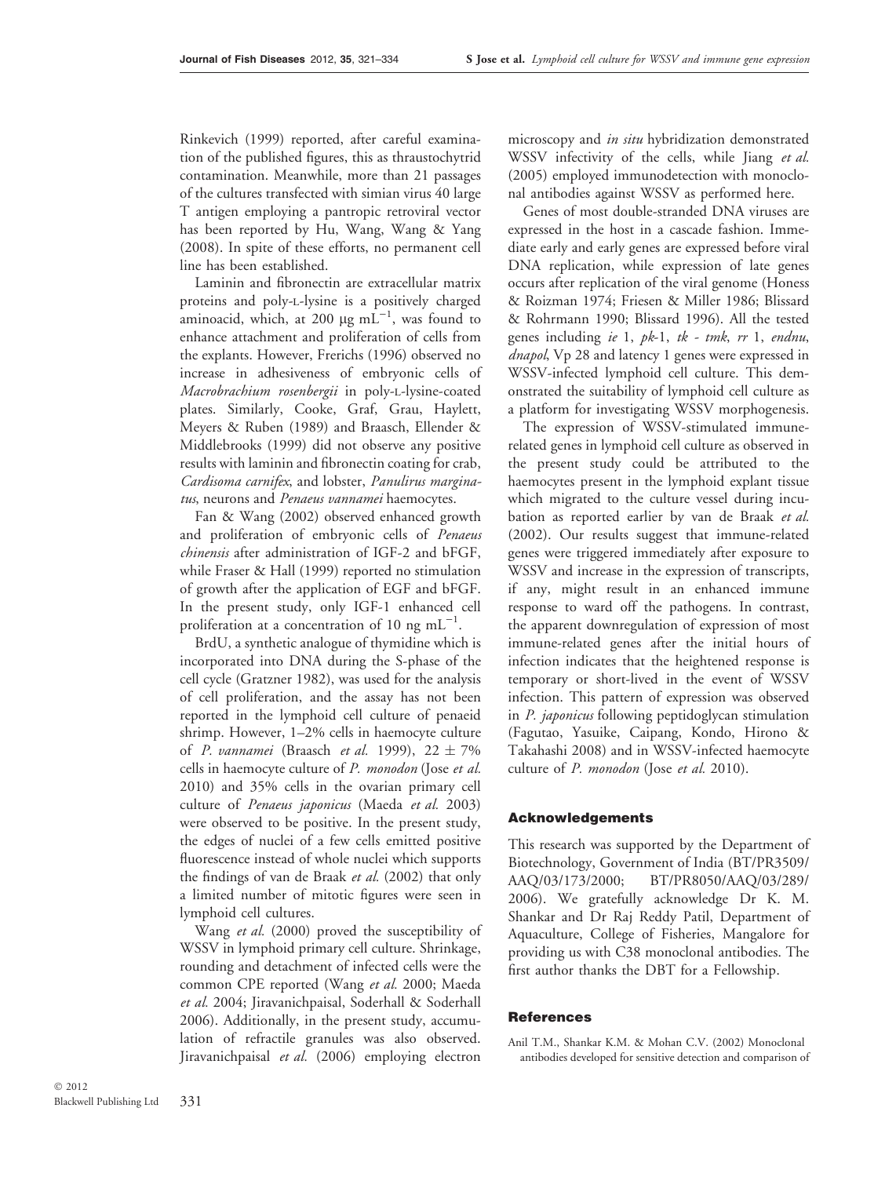Rinkevich (1999) reported, after careful examination of the published figures, this as thraustochytrid contamination. Meanwhile, more than 21 passages of the cultures transfected with simian virus 40 large T antigen employing a pantropic retroviral vector has been reported by Hu, Wang, Wang & Yang (2008). In spite of these efforts, no permanent cell line has been established.

Laminin and fibronectin are extracellular matrix proteins and poly-L-lysine is a positively charged aminoacid, which, at 200 μg $mL^{-1}$, was found to enhance attachment and proliferation of cells from the explants. However, Frerichs (1996) observed no increase in adhesiveness of embryonic cells of *Macrobrachium rosenbergii* in poly-L-lysine-coated plates. Similarly, Cooke, Graf, Grau, Haylett, Meyers & Ruben (1989) and Braasch, Ellender & Middlebrooks (1999) did not observe any positive results with laminin and fibronectin coating for crab, *Cardisoma carnifex*, and lobster, *Panulirus marginatus*, neurons and *Penaeus vannamei* haemocytes.

Fan & Wang (2002) observed enhanced growth and proliferation of embryonic cells of *Penaeus chinensis* after administration of IGF-2 and bFGF, while Fraser & Hall (1999) reported no stimulation of growth after the application of EGF and bFGF. In the present study, only IGF-1 enhanced cell proliferation at a concentration of 10 ng $mL^{-1}$.

BrdU, a synthetic analogue of thymidine which is incorporated into DNA during the S-phase of the cell cycle (Gratzner 1982), was used for the analysis of cell proliferation, and the assay has not been reported in the lymphoid cell culture of penaeid shrimp. However, 1–2% cells in haemocyte culture of *P. vannamei* (Braasch *et al.* 1999), 22 ± 7% cells in haemocyte culture of *P. monodon* (Jose *et al.* 2010) and 35% cells in the ovarian primary cell culture of *Penaeus japonicus* (Maeda *et al.* 2003) were observed to be positive. In the present study, the edges of nuclei of a few cells emitted positive fluorescence instead of whole nuclei which supports the findings of van de Braak *et al.* (2002) that only a limited number of mitotic figures were seen in lymphoid cell cultures.

Wang *et al.* (2000) proved the susceptibility of WSSV in lymphoid primary cell culture. Shrinkage, rounding and detachment of infected cells were the common CPE reported (Wang *et al.* 2000; Maeda *et al.* 2004; Jiravanichpaisal, Soderhall & Soderhall 2006). Additionally, in the present study, accumulation of refractile granules was also observed. Jiravanichpaisal *et al.* (2006) employing electron microscopy and *in situ* hybridization demonstrated WSSV infectivity of the cells, while Jiang *et al.* (2005) employed immunodetection with monoclonal antibodies against WSSV as performed here.

Genes of most double-stranded DNA viruses are expressed in the host in a cascade fashion. Immediate early and early genes are expressed before viral DNA replication, while expression of late genes occurs after replication of the viral genome (Honess & Roizman 1974; Friesen & Miller 1986; Blissard & Rohrmann 1990; Blissard 1996). All the tested genes including *ie* 1, *pk*-1, *tk - tmk*, *rr* 1, *endnu*, *dnapol*, Vp 28 and latency 1 genes were expressed in WSSV-infected lymphoid cell culture. This demonstrated the suitability of lymphoid cell culture as a platform for investigating WSSV morphogenesis.

The expression of WSSV-stimulated immune-related genes in lymphoid cell culture as observed in the present study could be attributed to the haemocytes present in the lymphoid explant tissue which migrated to the culture vessel during incubation as reported earlier by van de Braak *et al.* (2002). Our results suggest that immune-related genes were triggered immediately after exposure to WSSV and increase in the expression of transcripts, if any, might result in an enhanced immune response to ward off the pathogens. In contrast, the apparent downregulation of expression of most immune-related genes after the initial hours of infection indicates that the heightened response is temporary or short-lived in the event of WSSV infection. This pattern of expression was observed in *P. japonicus* following peptidoglycan stimulation (Fagutao, Yasuike, Caipang, Kondo, Hirono & Takahashi 2008) and in WSSV-infected haemocyte culture of *P. monodon* (Jose *et al.* 2010).

## Acknowledgements

This research was supported by the Department of Biotechnology, Government of India (BT/PR3509/AAQ/03/173/2000; BT/PR8050/AAQ/03/289/2006). We gratefully acknowledge Dr K. M. Shankar and Dr Raj Reddy Patil, Department of Aquaculture, College of Fisheries, Mangalore for providing us with C38 monoclonal antibodies. The first author thanks the DBT for a Fellowship.

## References

Anil T.M., Shankar K.M. & Mohan C.V. (2002) Monoclonal antibodies developed for sensitive detection and comparison of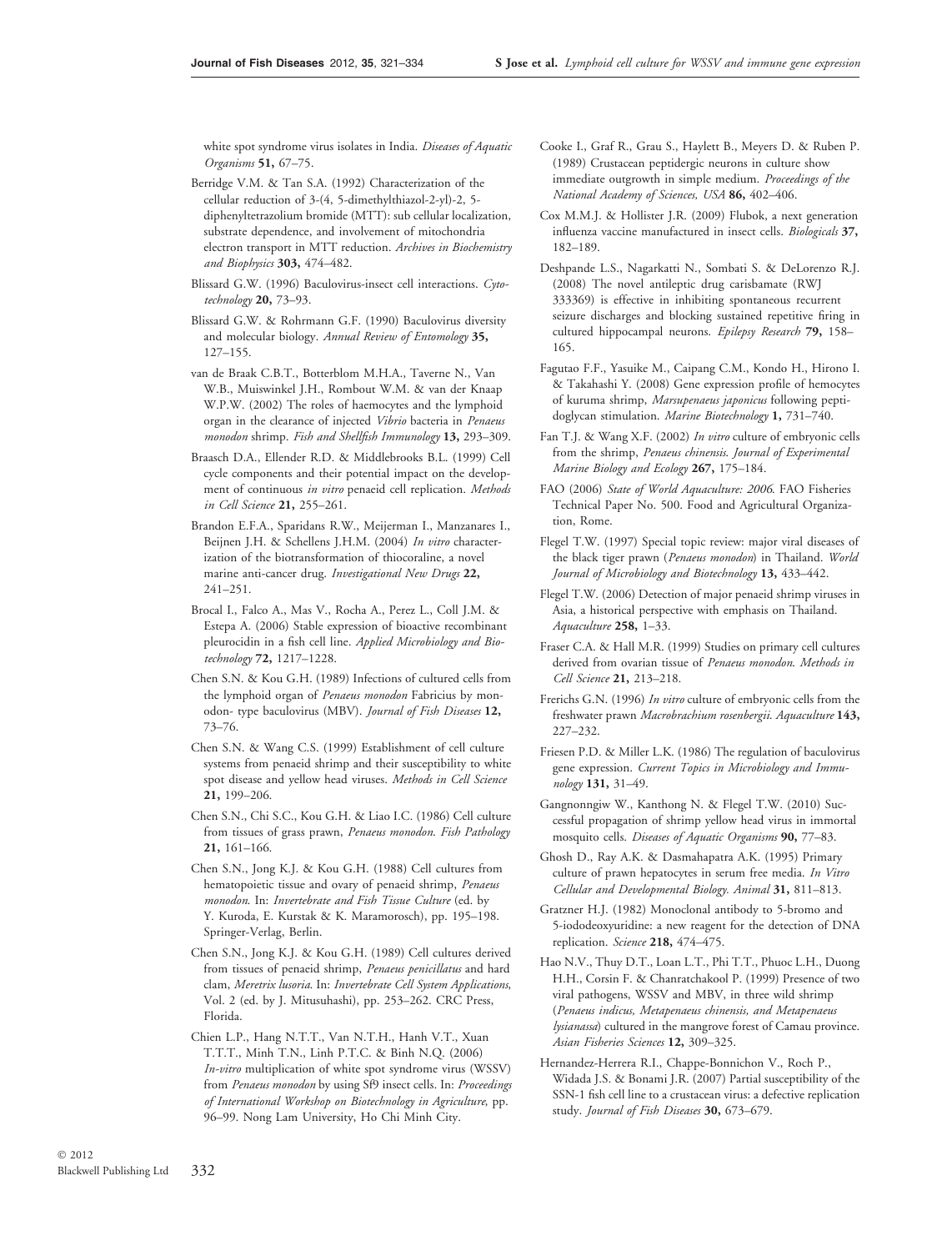white spot syndrome virus isolates in India. *Diseases of Aquatic Organisms* **51,** 67–75.

Berridge V.M. & Tan S.A. (1992) Characterization of the cellular reduction of 3-(4, 5-dimethylthiazol-2-yl)-2, 5-diphenyltetrazolium bromide (MTT): sub cellular localization, substrate dependence, and involvement of mitochondria electron transport in MTT reduction. *Archives in Biochemistry and Biophysics* **303,** 474–482.

Blissard G.W. (1996) Baculovirus-insect cell interactions. *Cytotechnology* **20,** 73–93.

Blissard G.W. & Rohrmann G.F. (1990) Baculovirus diversity and molecular biology. *Annual Review of Entomology* **35,** 127–155.

van de Braak C.B.T., Botterblom M.H.A., Taverne N., Van W.B., Muiswinkel J.H., Rombout W.M. & van der Knaap W.P.W. (2002) The roles of haemocytes and the lymphoid organ in the clearance of injected *Vibrio* bacteria in *Penaeus monodon* shrimp. *Fish and Shellfish Immunology* **13,** 293–309.

Braasch D.A., Ellender R.D. & Middlebrooks B.L. (1999) Cell cycle components and their potential impact on the development of continuous *in vitro* penaeid cell replication. *Methods in Cell Science* **21,** 255–261.

Brandon E.F.A., Sparidans R.W., Meijerman I., Manzanares I., Beijnen J.H. & Schellens J.H.M. (2004) *In vitro* characterization of the biotransformation of thiocoraline, a novel marine anti-cancer drug. *Investigational New Drugs* **22,** 241–251.

Brocal I., Falco A., Mas V., Rocha A., Perez L., Coll J.M. & Estepa A. (2006) Stable expression of bioactive recombinant pleurocidin in a fish cell line. *Applied Microbiology and Biotechnology* **72,** 1217–1228.

Chen S.N. & Kou G.H. (1989) Infections of cultured cells from the lymphoid organ of *Penaeus monodon* Fabricius by monodon- type baculovirus (MBV). *Journal of Fish Diseases* **12,** 73–76.

Chen S.N. & Wang C.S. (1999) Establishment of cell culture systems from penaeid shrimp and their susceptibility to white spot disease and yellow head viruses. *Methods in Cell Science* **21,** 199–206.

Chen S.N., Chi S.C., Kou G.H. & Liao I.C. (1986) Cell culture from tissues of grass prawn, *Penaeus monodon*. *Fish Pathology* **21,** 161–166.

Chen S.N., Jong K.J. & Kou G.H. (1988) Cell cultures from hematopoietic tissue and ovary of penaeid shrimp, *Penaeus monodon*. In: *Invertebrate and Fish Tissue Culture* (ed. by Y. Kuroda, E. Kurstak & K. Maramorosch), pp. 195–198. Springer-Verlag, Berlin.

Chen S.N., Jong K.J. & Kou G.H. (1989) Cell cultures derived from tissues of penaeid shrimp, *Penaeus penicillatus* and hard clam, *Meretrix lusoria*. In: *Invertebrate Cell System Applications*, Vol. 2 (ed. by J. Mitsuhashi), pp. 253–262. CRC Press, Florida.

Chien L.P., Hang N.T.T., Van N.T.H., Hanh V.T., Xuan T.T.T., Minh T.N., Linh P.T.C. & Binh N.Q. (2006) *In-vitro* multiplication of white spot syndrome virus (WSSV) from *Penaeus monodon* by using Sf9 insect cells. In: *Proceedings of International Workshop on Biotechnology in Agriculture*, pp. 96–99. Nong Lam University, Ho Chi Minh City.

Cooke I., Graf R., Grau S., Haylett B., Meyers D. & Ruben P. (1989) Crustacean peptidergic neurons in culture show immediate outgrowth in simple medium. *Proceedings of the National Academy of Sciences, USA* **86,** 402–406.

Cox M.M.J. & Hollister J.R. (2009) Flubok, a next generation influenza vaccine manufactured in insect cells. *Biologicals* **37,** 182–189.

Deshpande L.S., Nagarkatti N., Sombati S. & DeLorenzo R.J. (2008) The novel antileptic drug carisbamate (RWJ 333369) is effective in inhibiting spontaneous recurrent seizure discharges and blocking sustained repetitive firing in cultured hippocampal neurons. *Epilepsy Research* **79,** 158–165.

Fagutao F.F., Yasuike M., Caipang C.M., Kondo H., Hirono I. & Takahashi Y. (2008) Gene expression profile of hemocytes of kuruma shrimp, *Marsupenaeus japonicus* following peptidoglycan stimulation. *Marine Biotechnology* **1,** 731–740.

Fan T.J. & Wang X.F. (2002) *In vitro* culture of embryonic cells from the shrimp, *Penaeus chinensis*. *Journal of Experimental Marine Biology and Ecology* **267,** 175–184.

FAO (2006) *State of World Aquaculture: 2006*. FAO Fisheries Technical Paper No. 500. Food and Agricultural Organization, Rome.

Flegel T.W. (1997) Special topic review: major viral diseases of the black tiger prawn (*Penaeus monodon*) in Thailand. *World Journal of Microbiology and Biotechnology* **13,** 433–442.

Flegel T.W. (2006) Detection of major penaeid shrimp viruses in Asia, a historical perspective with emphasis on Thailand. *Aquaculture* **258,** 1–33.

Fraser C.A. & Hall M.R. (1999) Studies on primary cell cultures derived from ovarian tissue of *Penaeus monodon*. *Methods in Cell Science* **21,** 213–218.

Frerichs G.N. (1996) *In vitro* culture of embryonic cells from the freshwater prawn *Macrobrachium rosenbergii*. *Aquaculture* **143,** 227–232.

Friesen P.D. & Miller L.K. (1986) The regulation of baculovirus gene expression. *Current Topics in Microbiology and Immunology* **131,** 31–49.

Gangnonngiw W., Kanthong N. & Flegel T.W. (2010) Successful propagation of shrimp yellow head virus in immortal mosquito cells. *Diseases of Aquatic Organisms* **90,** 77–83.

Ghosh D., Ray A.K. & Dasmahapatra A.K. (1995) Primary culture of prawn hepatocytes in serum free media. *In Vitro Cellular and Developmental Biology. Animal* **31,** 811–813.

Gratzner H.J. (1982) Monoclonal antibody to 5-bromo and 5-iododeoxyuridine: a new reagent for the detection of DNA replication. *Science* **218,** 474–475.

Hao N.V., Thuy D.T., Loan L.T., Phi T.T., Phuoc L.H., Duong H.H., Corsin F. & Chanratchakool P. (1999) Presence of two viral pathogens, WSSV and MBV, in three wild shrimp (*Penaeus indicus, Metapenaeus chinensis, and Metapenaeus lysianassa*) cultured in the mangrove forest of Camau province. *Asian Fisheries Sciences* **12,** 309–325.

Hernandez-Herrera R.I., Chappe-Bonnichon V., Roch P., Widada J.S. & Bonami J.R. (2007) Partial susceptibility of the SSN-1 fish cell line to a crustacean virus: a defective replication study. *Journal of Fish Diseases* **30,** 673–679.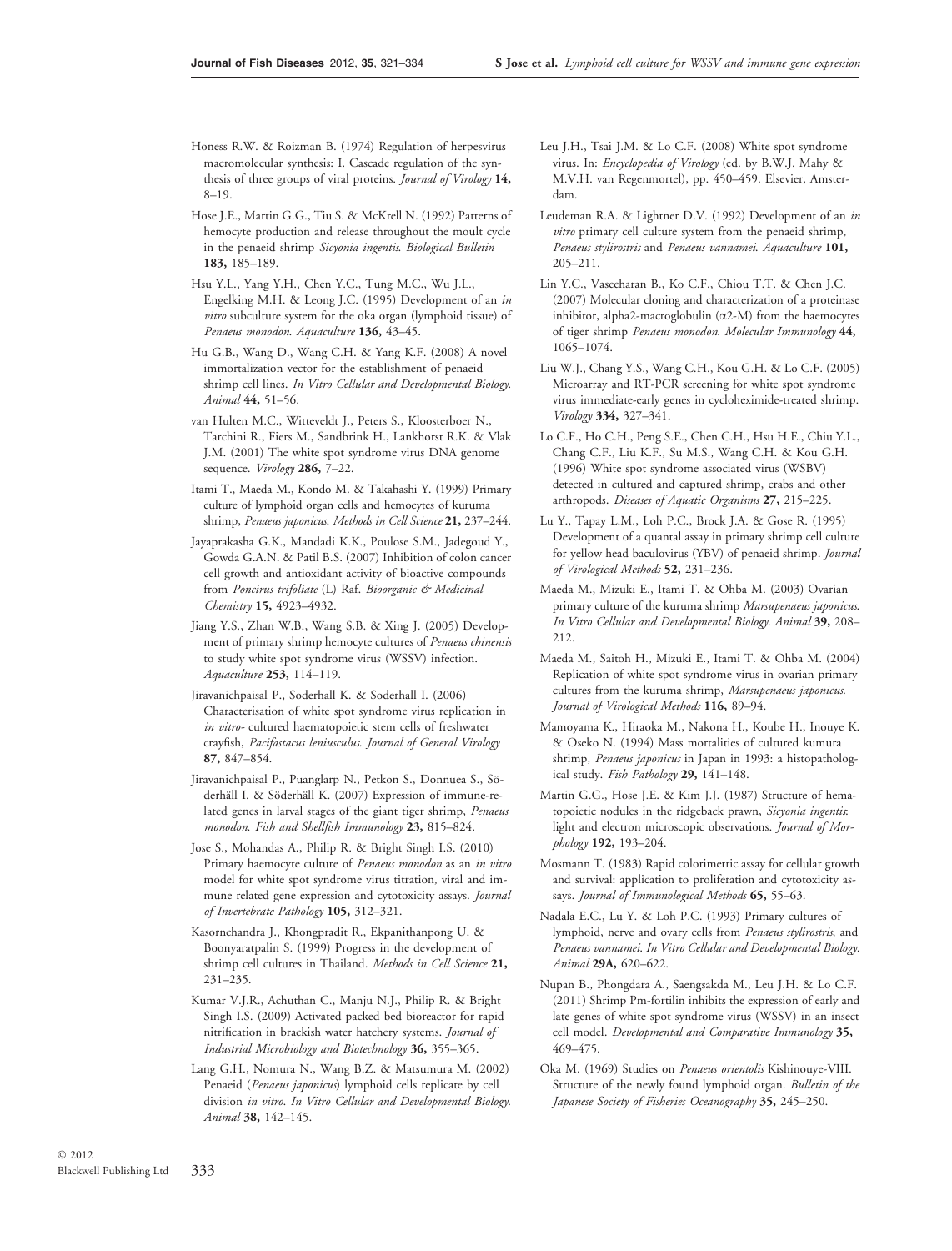Honess R.W. & Roizman B. (1974) Regulation of herpesvirus macromolecular synthesis: I. Cascade regulation of the synthesis of three groups of viral proteins. *Journal of Virology* **14,** 8–19.

Hose J.E., Martin G.G., Tiu S. & McKrell N. (1992) Patterns of hemocyte production and release throughout the moult cycle in the penaeid shrimp *Sicyonia ingentis*. *Biological Bulletin* **183,** 185–189.

Hsu Y.L., Yang Y.H., Chen Y.C., Tung M.C., Wu J.L., Engelking M.H. & Leong J.C. (1995) Development of an *in vitro* subculture system for the oka organ (lymphoid tissue) of *Penaeus monodon*. *Aquaculture* **136,** 43–45.

Hu G.B., Wang D., Wang C.H. & Yang K.F. (2008) A novel immortalization vector for the establishment of penaeid shrimp cell lines. *In Vitro Cellular and Developmental Biology. Animal* **44,** 51–56.

van Hulten M.C., Witteveldt J., Peters S., Kloosterboer N., Tarchini R., Fiers M., Sandbrink H., Lankhorst R.K. & Vlak J.M. (2001) The white spot syndrome virus DNA genome sequence. *Virology* **286,** 7–22.

Itami T., Maeda M., Kondo M. & Takahashi Y. (1999) Primary culture of lymphoid organ cells and hemocytes of kuruma shrimp, *Penaeus japonicus*. *Methods in Cell Science* **21,** 237–244.

Jayaprakasha G.K., Mandadi K.K., Poulose S.M., Jadegoud Y., Gowda G.A.N. & Patil B.S. (2007) Inhibition of colon cancer cell growth and antioxidant activity of bioactive compounds from *Poncirus trifoliate* (L) Raf. *Bioorganic & Medicinal Chemistry* **15,** 4923–4932.

Jiang Y.S., Zhan W.B., Wang S.B. & Xing J. (2005) Development of primary shrimp hemocyte cultures of *Penaeus chinensis* to study white spot syndrome virus (WSSV) infection. *Aquaculture* **253,** 114–119.

Jiravanichpaisal P., Soderhall K. & Soderhall I. (2006) Characterisation of white spot syndrome virus replication in *in vitro*- cultured haematopoietic stem cells of freshwater crayfish, *Pacifastacus leniusculus*. *Journal of General Virology* **87,** 847–854.

Jiravanichpaisal P., Puanglarp N., Petkon S., Donnuea S., Söderhäll I. & Söderhäll K. (2007) Expression of immune-related genes in larval stages of the giant tiger shrimp, *Penaeus monodon*. *Fish and Shellfish Immunology* **23,** 815–824.

Jose S., Mohandas A., Philip R. & Bright Singh I.S. (2010) Primary haemocyte culture of *Penaeus monodon* as an *in vitro* model for white spot syndrome virus titration, viral and immune related gene expression and cytotoxicity assays. *Journal of Invertebrate Pathology* **105,** 312–321.

Kasornchandra J., Khongpradit R., Ekpanithanpong U. & Boonyaratpalin S. (1999) Progress in the development of shrimp cell cultures in Thailand. *Methods in Cell Science* **21,** 231–235.

Kumar V.J.R., Achuthan C., Manju N.J., Philip R. & Bright Singh I.S. (2009) Activated packed bed bioreactor for rapid nitrification in brackish water hatchery systems. *Journal of Industrial Microbiology and Biotechnology* **36,** 355–365.

Lang G.H., Nomura N., Wang B.Z. & Matsumura M. (2002) Penaeid (*Penaeus japonicus*) lymphoid cells replicate by cell division *in vitro*. *In Vitro Cellular and Developmental Biology. Animal* **38,** 142–145.

Leu J.H., Tsai J.M. & Lo C.F. (2008) White spot syndrome virus. In: *Encyclopedia of Virology* (ed. by B.W.J. Mahy & M.V.H. van Regenmortel), pp. 450–459. Elsevier, Amsterdam.

Leudeman R.A. & Lightner D.V. (1992) Development of an *in vitro* primary cell culture system from the penaeid shrimp, *Penaeus stylirostris* and *Penaeus vannamei*. *Aquaculture* **101,** 205–211.

Lin Y.C., Vaseeharan B., Ko C.F., Chiou T.T. & Chen J.C. (2007) Molecular cloning and characterization of a proteinase inhibitor, alpha2-macroglobulin (α2-M) from the haemocytes of tiger shrimp *Penaeus monodon*. *Molecular Immunology* **44,** 1065–1074.

Liu W.J., Chang Y.S., Wang C.H., Kou G.H. & Lo C.F. (2005) Microarray and RT-PCR screening for white spot syndrome virus immediate-early genes in cycloheximide-treated shrimp. *Virology* **334,** 327–341.

Lo C.F., Ho C.H., Peng S.E., Chen C.H., Hsu H.E., Chiu Y.L., Chang C.F., Liu K.F., Su M.S., Wang C.H. & Kou G.H. (1996) White spot syndrome associated virus (WSBV) detected in cultured and captured shrimp, crabs and other arthropods. *Diseases of Aquatic Organisms* **27,** 215–225.

Lu Y., Tapay L.M., Loh P.C., Brock J.A. & Gose R. (1995) Development of a quantal assay in primary shrimp cell culture for yellow head baculovirus (YBV) of penaeid shrimp. *Journal of Virological Methods* **52,** 231–236.

Maeda M., Mizuki E., Itami T. & Ohba M. (2003) Ovarian primary culture of the kuruma shrimp *Marsupenaeus japonicus*. *In Vitro Cellular and Developmental Biology. Animal* **39,** 208–212.

Maeda M., Saitoh H., Mizuki E., Itami T. & Ohba M. (2004) Replication of white spot syndrome virus in ovarian primary cultures from the kuruma shrimp, *Marsupenaeus japonicus*. *Journal of Virological Methods* **116,** 89–94.

Mamoyama K., Hiraoka M., Nakona H., Koube H., Inouye K. & Oseko N. (1994) Mass mortalities of cultured kumura shrimp, *Penaeus japonicus* in Japan in 1993: a histopathological study. *Fish Pathology* **29,** 141–148.

Martin G.G., Hose J.E. & Kim J.J. (1987) Structure of hematopoietic nodules in the ridgeback prawn, *Sicyonia ingentis*: light and electron microscopic observations. *Journal of Morphology* **192,** 193–204.

Mosmann T. (1983) Rapid colorimetric assay for cellular growth and survival: application to proliferation and cytotoxicity assays. *Journal of Immunological Methods* **65,** 55–63.

Nadala E.C., Lu Y. & Loh P.C. (1993) Primary cultures of lymphoid, nerve and ovary cells from *Penaeus stylirostris*, and *Penaeus vannamei*. *In Vitro Cellular and Developmental Biology. Animal* **29A,** 620–622.

Nupan B., Phongdara A., Saengsakda M., Leu J.H. & Lo C.F. (2011) Shrimp Pm-fortilin inhibits the expression of early and late genes of white spot syndrome virus (WSSV) in an insect cell model. *Developmental and Comparative Immunology* **35,** 469–475.

Oka M. (1969) Studies on *Penaeus orientolis* Kishinouye-VIII. Structure of the newly found lymphoid organ. *Bulletin of the Japanese Society of Fisheries Oceanography* **35,** 245–250.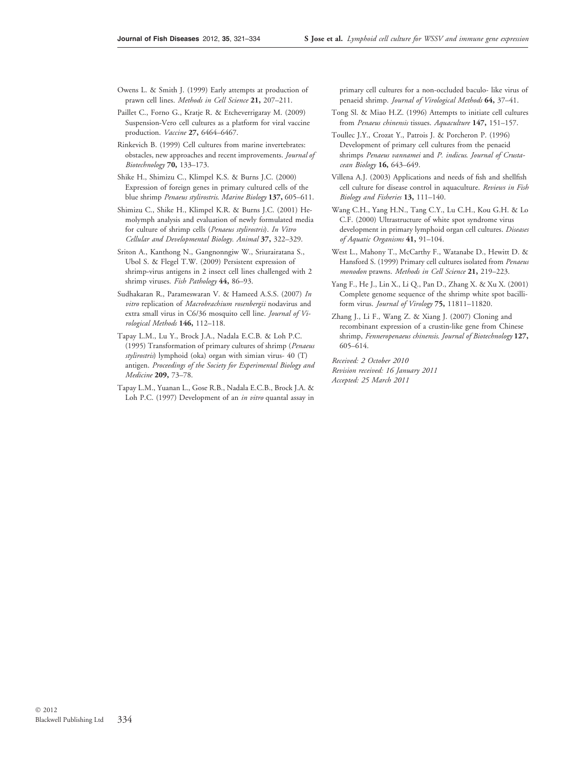Owens L. & Smith J. (1999) Early attempts at production of prawn cell lines. *Methods in Cell Science* **21,** 207–211.

Paillet C., Forno G., Kratje R. & Etcheverrigaray M. (2009) Suspension-Vero cell cultures as a platform for viral vaccine production. *Vaccine* **27,** 6464–6467.

Rinkevich B. (1999) Cell cultures from marine invertebrates: obstacles, new approaches and recent improvements. *Journal of Biotechnology* **70,** 133–173.

Shike H., Shimizu C., Klimpel K.S. & Burns J.C. (2000) Expression of foreign genes in primary cultured cells of the blue shrimp *Penaeus stylirostris*. *Marine Biology* **137,** 605–611.

Shimizu C., Shike H., Klimpel K.R. & Burns J.C. (2001) Hemolymph analysis and evaluation of newly formulated media for culture of shrimp cells (*Penaeus stylirostris*). *In Vitro Cellular and Developmental Biology. Animal* **37,** 322–329.

Sriton A., Kanthong N., Gangnonngiw W., Sriurairatana S., Ubol S. & Flegel T.W. (2009) Persistent expression of shrimp-virus antigens in 2 insect cell lines challenged with 2 shrimp viruses. *Fish Pathology* **44,** 86–93.

Sudhakaran R., Parameswaran V. & Hameed A.S.S. (2007) *In vitro* replication of *Macrobrachium rosenbergii* nodavirus and extra small virus in C6/36 mosquito cell line. *Journal of Virological Methods* **146,** 112–118.

Tapay L.M., Lu Y., Brock J.A., Nadala E.C.B. & Loh P.C. (1995) Transformation of primary cultures of shrimp (*Penaeus stylirostris*) lymphoid (oka) organ with simian virus- 40 (T) antigen. *Proceedings of the Society for Experimental Biology and Medicine* **209,** 73–78.

Tapay L.M., Yuanan L., Gose R.B., Nadala E.C.B., Brock J.A. & Loh P.C. (1997) Development of an *in vitro* quantal assay in primary cell cultures for a non-occluded baculo- like virus of penaeid shrimp. *Journal of Virological Methods* **64,** 37–41.

Tong Sl. & Miao H.Z. (1996) Attempts to initiate cell cultures from *Penaeus chinensis* tissues. *Aquaculture* **147,** 151–157.

Toullec J.Y., Crozat Y., Patrois J. & Porcheron P. (1996) Development of primary cell cultures from the penaeid shrimps *Penaeus vannamei* and *P. indicus*. *Journal of Crustacean Biology* **16,** 643–649.

Villena A.J. (2003) Applications and needs of fish and shellfish cell culture for disease control in aquaculture. *Reviews in Fish Biology and Fisheries* **13,** 111–140.

Wang C.H., Yang H.N., Tang C.Y., Lu C.H., Kou G.H. & Lo C.F. (2000) Ultrastructure of white spot syndrome virus development in primary lymphoid organ cell cultures. *Diseases of Aquatic Organisms* **41,** 91–104.

West L., Mahony T., McCarthy F., Watanabe D., Hewitt D. & Hansford S. (1999) Primary cell cultures isolated from *Penaeus monodon* prawns. *Methods in Cell Science* **21,** 219–223.

Yang F., He J., Lin X., Li Q., Pan D., Zhang X. & Xu X. (2001) Complete genome sequence of the shrimp white spot bacilliform virus. *Journal of Virology* **75,** 11811–11820.

Zhang J., Li F., Wang Z. & Xiang J. (2007) Cloning and recombinant expression of a crustin-like gene from Chinese shrimp, *Fenneropenaeus chinensis*. *Journal of Biotechnology* **127,** 605–614.

*Received: 2 October 2010*
*Revision received: 16 January 2011*
*Accepted: 25 March 2011*